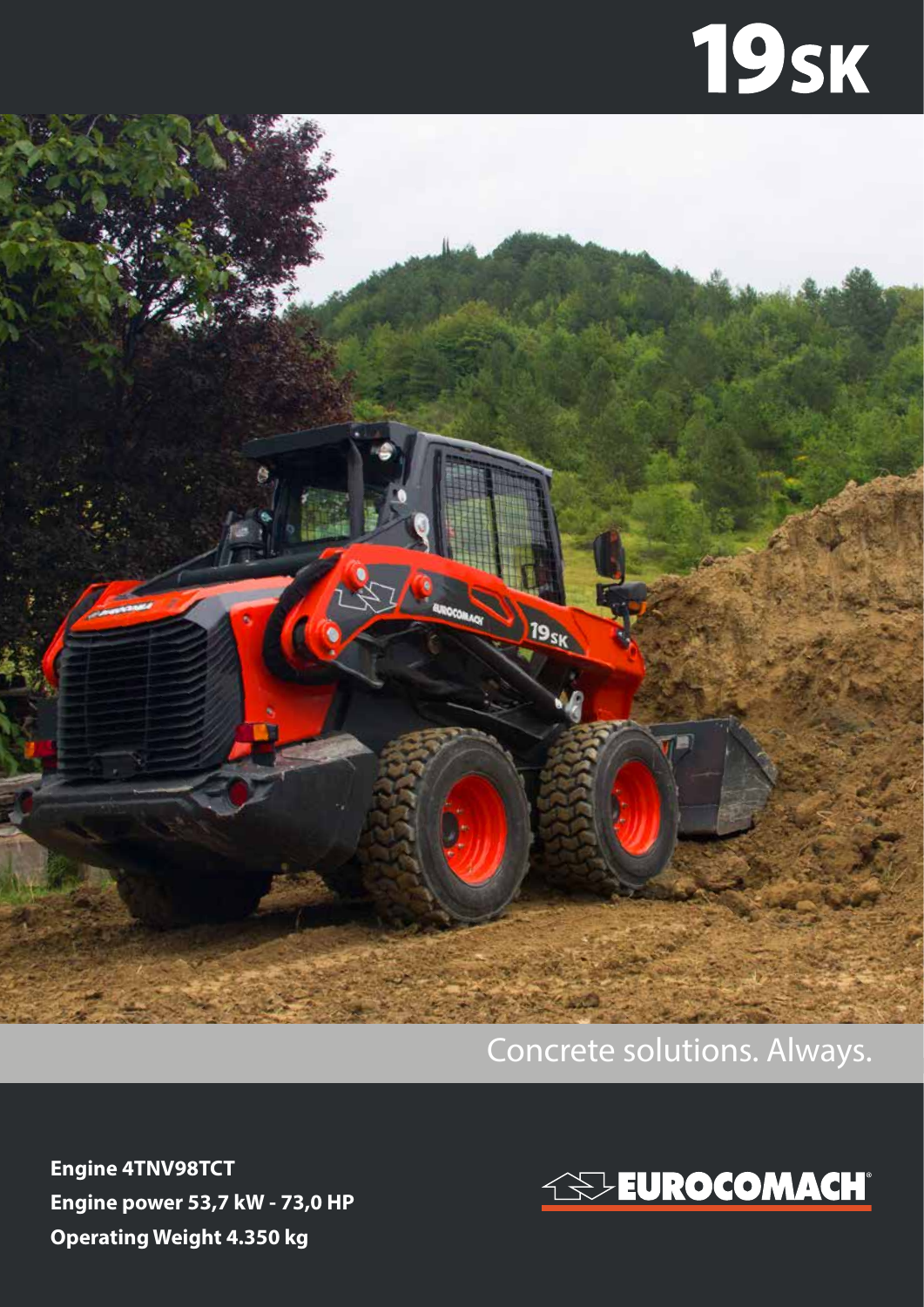# 19SK

Concrete solutions. Always.

**Engine 4TNV98TCT**
**Engine power 53,7 kW - 73,0 HP**
**Operating Weight 4.350 kg**

EUROCOMACH®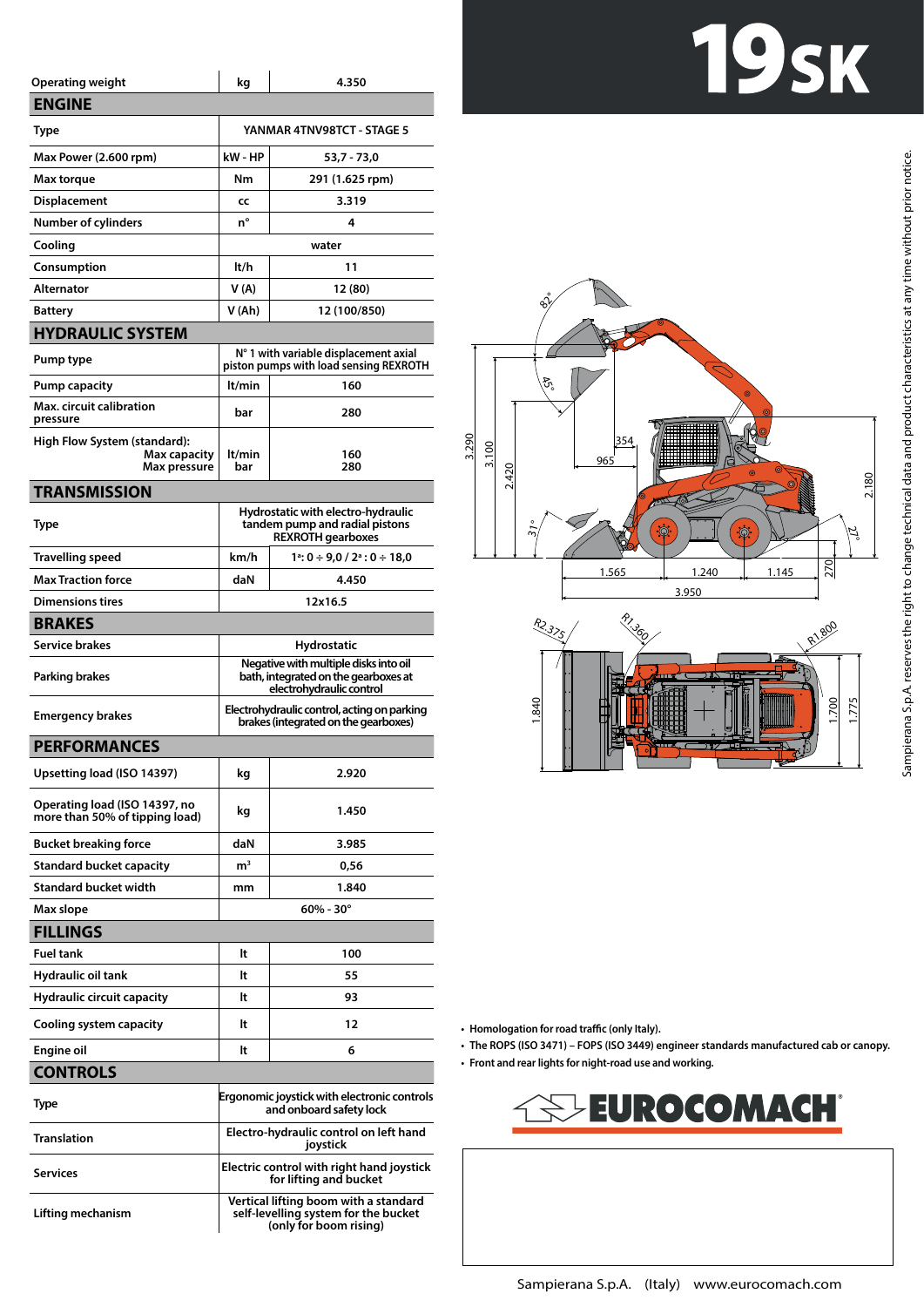# 19SK

| | | |
|---|---|---|
| Operating weight | kg | 4.350 |

## ENGINE

| | | |
|---|---|---|
| Type | | YANMAR 4TNV98TCT - STAGE 5 |
| Max Power (2.600 rpm) | kW - HP | 53,7 - 73,0 |
| Max torque | Nm | 291 (1.625 rpm) |
| Displacement | cc | 3.319 |
| Number of cylinders | n° | 4 |
| Cooling | | water |
| Consumption | lt/h | 11 |
| Alternator | V (A) | 12 (80) |
| Battery | V (Ah) | 12 (100/850) |

## HYDRAULIC SYSTEM

| | | |
|---|---|---|
| Pump type | | N° 1 with variable displacement axial piston pumps with load sensing REXROTH |
| Pump capacity | lt/min | 160 |
| Max. circuit calibration pressure | bar | 280 |
| High Flow System (standard): Max capacity / Max pressure | lt/min / bar | 160 / 280 |

## TRANSMISSION

| | | |
|---|---|---|
| Type | | Hydrostatic with electro-hydraulic tandem pump and radial pistons REXROTH gearboxes |
| Travelling speed | km/h | 1ª: 0 ÷ 9,0 / 2ª : 0 ÷ 18,0 |
| Max Traction force | daN | 4.450 |
| Dimensions tires | | 12x16.5 |

## BRAKES

| | | |
|---|---|---|
| Service brakes | | Hydrostatic |
| Parking brakes | | Negative with multiple disks into oil bath, integrated on the gearboxes at electrohydraulic control |
| Emergency brakes | | Electrohydraulic control, acting on parking brakes (integrated on the gearboxes) |

## PERFORMANCES

| | | |
|---|---|---|
| Upsetting load (ISO 14397) | kg | 2.920 |
| Operating load (ISO 14397, no more than 50% of tipping load) | kg | 1.450 |
| Bucket breaking force | daN | 3.985 |
| Standard bucket capacity | $m^3$ | 0,56 |
| Standard bucket width | mm | 1.840 |
| Max slope | | 60% - 30° |

## FILLINGS

| | | |
|---|---|---|
| Fuel tank | lt | 100 |
| Hydraulic oil tank | lt | 55 |
| Hydraulic circuit capacity | lt | 93 |
| Cooling system capacity | lt | 12 |
| Engine oil | lt | 6 |

## CONTROLS

| | |
|---|---|
| Type | Ergonomic joystick with electronic controls and onboard safety lock |
| Translation | Electro-hydraulic control on left hand joystick |
| Services | Electric control with right hand joystick for lifting and bucket |
| Lifting mechanism | Vertical lifting boom with a standard self-levelling system for the bucket (only for boom rising) |

82°
45°
31°
27°
3.290
3.100
2.420
354
965
2.180
270
1.565
1.240
1.145
3.950
R2.375
R1.360
R1.800
1.840
1.700
1.775

- Homologation for road traffic (only Italy).
- The ROPS (ISO 3471) – FOPS (ISO 3449) engineer standards manufactured cab or canopy.
- Front and rear lights for night-road use and working.

EUROCOMACH®

Sampierana S.p.A. reserves the right to change technical data and product characteristics at any time without prior notice.

Sampierana S.p.A. (Italy) www.eurocomach.com